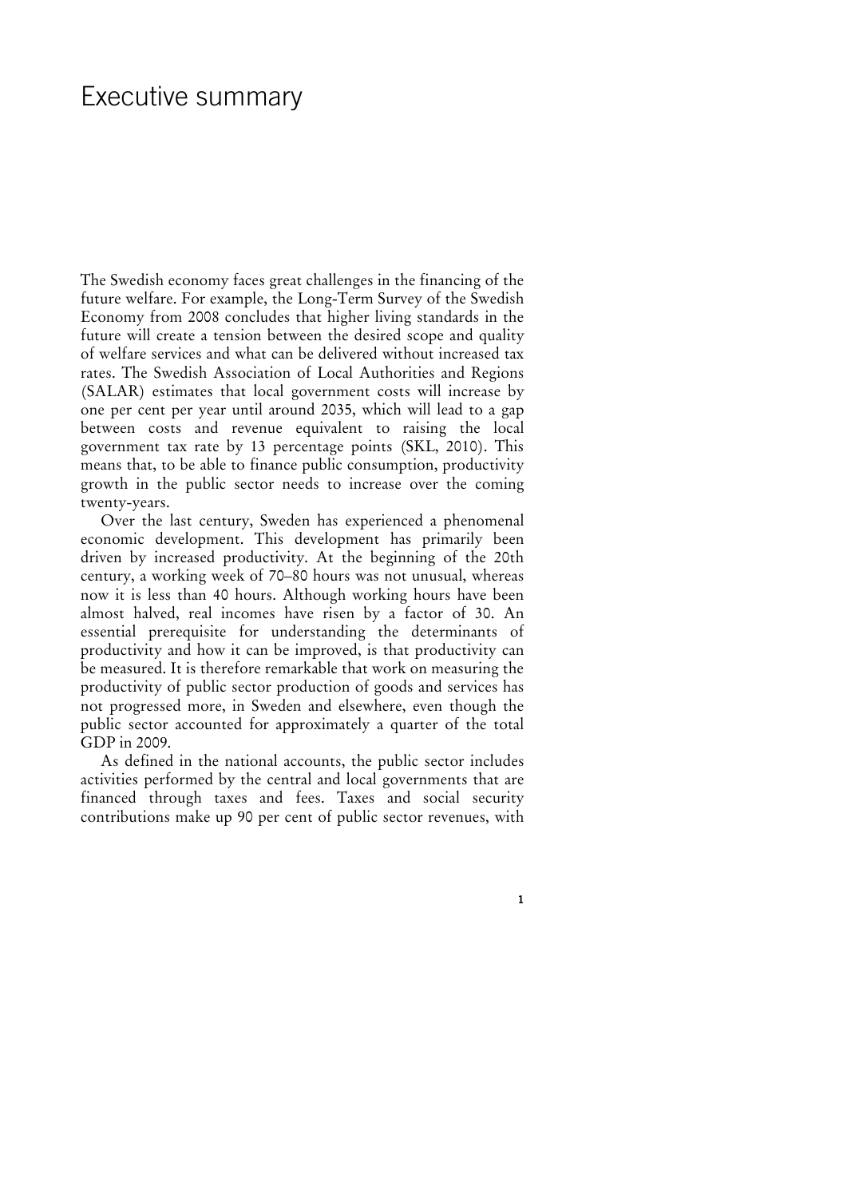# Executive summary

The Swedish economy faces great challenges in the financing of the future welfare. For example, the Long-Term Survey of the Swedish Economy from 2008 concludes that higher living standards in the future will create a tension between the desired scope and quality of welfare services and what can be delivered without increased tax rates. The Swedish Association of Local Authorities and Regions (SALAR) estimates that local government costs will increase by one per cent per year until around 2035, which will lead to a gap between costs and revenue equivalent to raising the local government tax rate by 13 percentage points (SKL, 2010). This means that, to be able to finance public consumption, productivity growth in the public sector needs to increase over the coming twenty-years.

Over the last century, Sweden has experienced a phenomenal economic development. This development has primarily been driven by increased productivity. At the beginning of the 20th century, a working week of 70–80 hours was not unusual, whereas now it is less than 40 hours. Although working hours have been almost halved, real incomes have risen by a factor of 30. An essential prerequisite for understanding the determinants of productivity and how it can be improved, is that productivity can be measured. It is therefore remarkable that work on measuring the productivity of public sector production of goods and services has not progressed more, in Sweden and elsewhere, even though the public sector accounted for approximately a quarter of the total GDP in 2009.

As defined in the national accounts, the public sector includes activities performed by the central and local governments that are financed through taxes and fees. Taxes and social security contributions make up 90 per cent of public sector revenues, with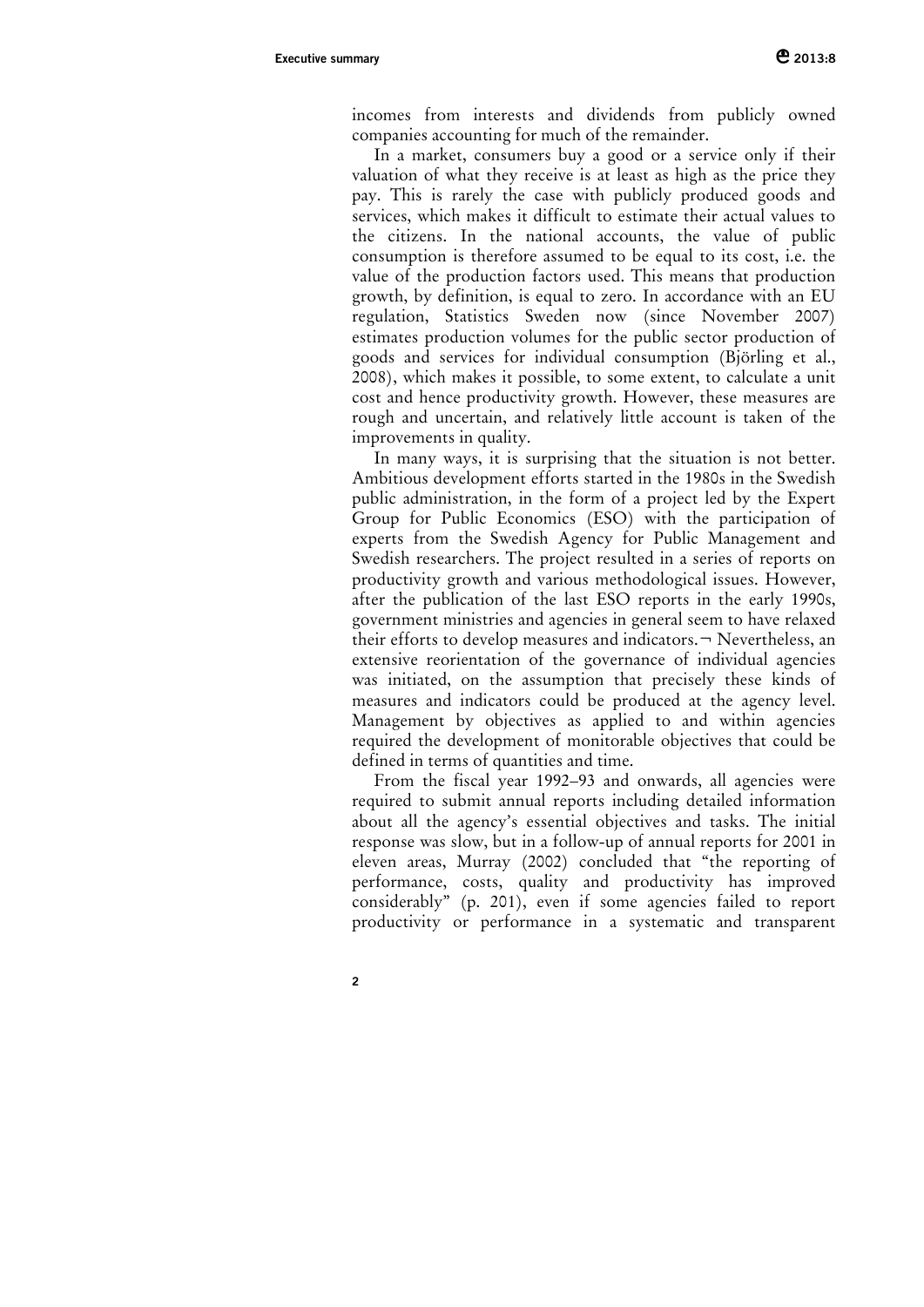incomes from interests and dividends from publicly owned companies accounting for much of the remainder.

In a market, consumers buy a good or a service only if their valuation of what they receive is at least as high as the price they pay. This is rarely the case with publicly produced goods and services, which makes it difficult to estimate their actual values to the citizens. In the national accounts, the value of public consumption is therefore assumed to be equal to its cost, i.e. the value of the production factors used. This means that production growth, by definition, is equal to zero. In accordance with an EU regulation, Statistics Sweden now (since November 2007) estimates production volumes for the public sector production of goods and services for individual consumption (Björling et al., 2008), which makes it possible, to some extent, to calculate a unit cost and hence productivity growth. However, these measures are rough and uncertain, and relatively little account is taken of the improvements in quality.

In many ways, it is surprising that the situation is not better. Ambitious development efforts started in the 1980s in the Swedish public administration, in the form of a project led by the Expert Group for Public Economics (ESO) with the participation of experts from the Swedish Agency for Public Management and Swedish researchers. The project resulted in a series of reports on productivity growth and various methodological issues. However, after the publication of the last ESO reports in the early 1990s, government ministries and agencies in general seem to have relaxed their efforts to develop measures and indicators.¬ Nevertheless, an extensive reorientation of the governance of individual agencies was initiated, on the assumption that precisely these kinds of measures and indicators could be produced at the agency level. Management by objectives as applied to and within agencies required the development of monitorable objectives that could be defined in terms of quantities and time.

From the fiscal year 1992–93 and onwards, all agencies were required to submit annual reports including detailed information about all the agency's essential objectives and tasks. The initial response was slow, but in a follow-up of annual reports for 2001 in eleven areas, Murray (2002) concluded that "the reporting of performance, costs, quality and productivity has improved considerably" (p. 201), even if some agencies failed to report productivity or performance in a systematic and transparent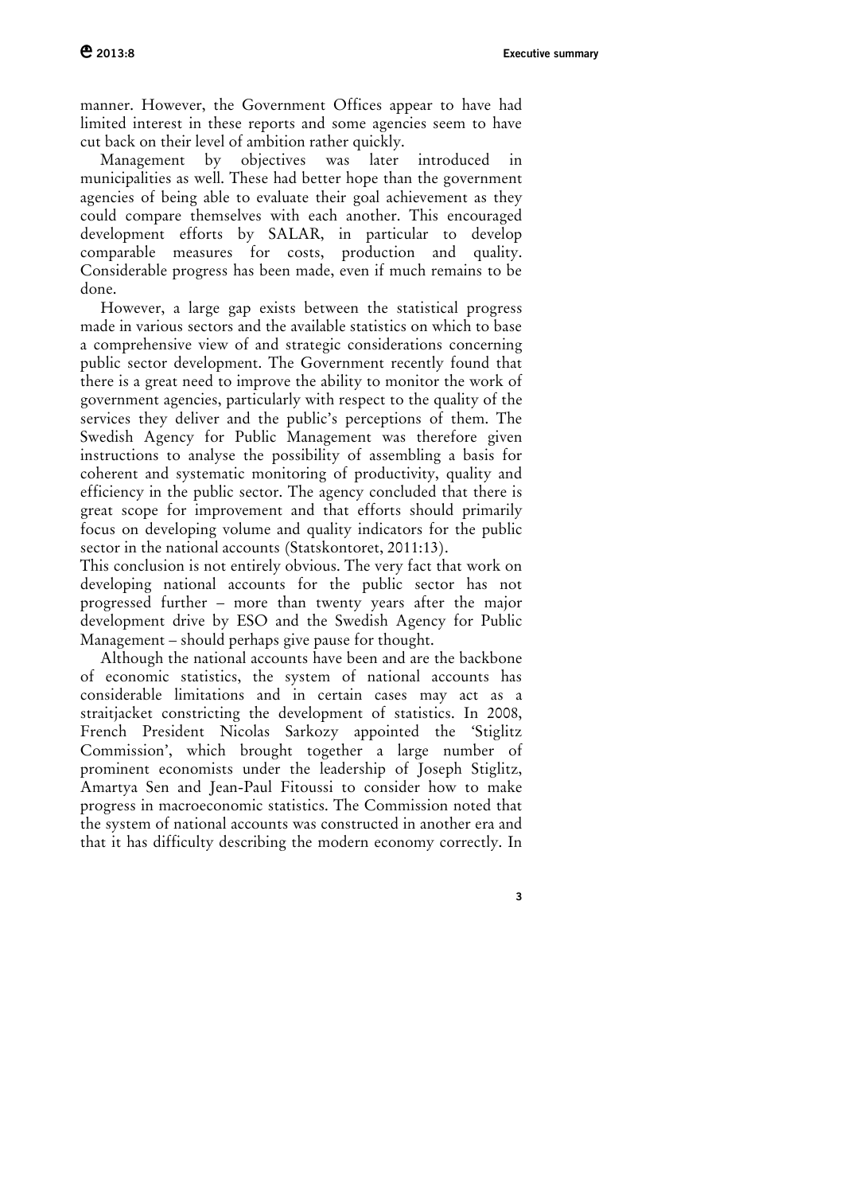manner. However, the Government Offices appear to have had limited interest in these reports and some agencies seem to have cut back on their level of ambition rather quickly.

Management by objectives was later introduced in municipalities as well. These had better hope than the government agencies of being able to evaluate their goal achievement as they could compare themselves with each another. This encouraged development efforts by SALAR, in particular to develop comparable measures for costs, production and quality. Considerable progress has been made, even if much remains to be done.

However, a large gap exists between the statistical progress made in various sectors and the available statistics on which to base a comprehensive view of and strategic considerations concerning public sector development. The Government recently found that there is a great need to improve the ability to monitor the work of government agencies, particularly with respect to the quality of the services they deliver and the public's perceptions of them. The Swedish Agency for Public Management was therefore given instructions to analyse the possibility of assembling a basis for coherent and systematic monitoring of productivity, quality and efficiency in the public sector. The agency concluded that there is great scope for improvement and that efforts should primarily focus on developing volume and quality indicators for the public sector in the national accounts (Statskontoret, 2011:13).

This conclusion is not entirely obvious. The very fact that work on developing national accounts for the public sector has not progressed further – more than twenty years after the major development drive by ESO and the Swedish Agency for Public Management – should perhaps give pause for thought.

Although the national accounts have been and are the backbone of economic statistics, the system of national accounts has considerable limitations and in certain cases may act as a straitjacket constricting the development of statistics. In 2008, French President Nicolas Sarkozy appointed the 'Stiglitz Commission', which brought together a large number of prominent economists under the leadership of Joseph Stiglitz, Amartya Sen and Jean-Paul Fitoussi to consider how to make progress in macroeconomic statistics. The Commission noted that the system of national accounts was constructed in another era and that it has difficulty describing the modern economy correctly. In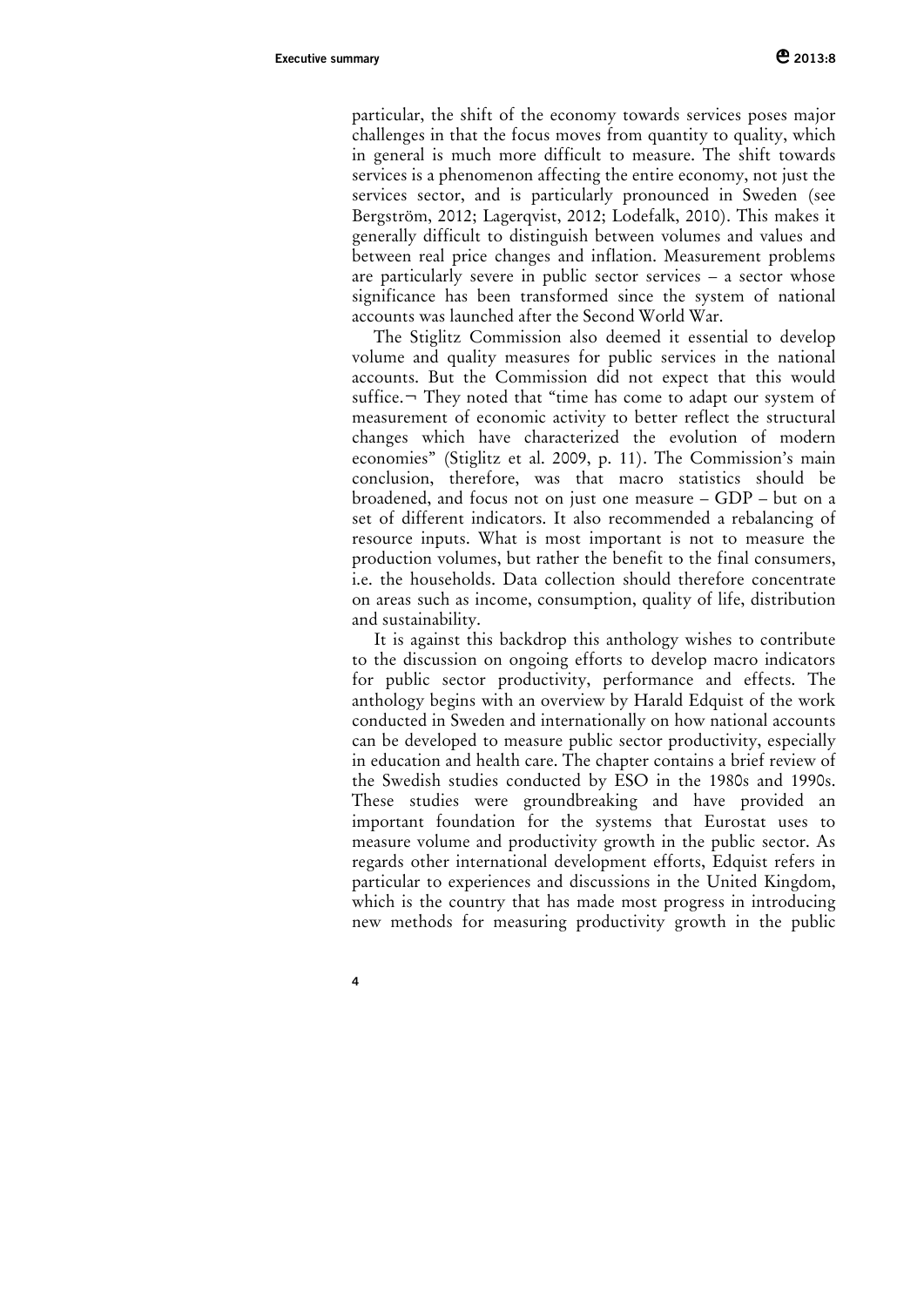particular, the shift of the economy towards services poses major challenges in that the focus moves from quantity to quality, which in general is much more difficult to measure. The shift towards services is a phenomenon affecting the entire economy, not just the services sector, and is particularly pronounced in Sweden (see Bergström, 2012; Lagerqvist, 2012; Lodefalk, 2010). This makes it generally difficult to distinguish between volumes and values and between real price changes and inflation. Measurement problems are particularly severe in public sector services – a sector whose significance has been transformed since the system of national accounts was launched after the Second World War.

The Stiglitz Commission also deemed it essential to develop volume and quality measures for public services in the national accounts. But the Commission did not expect that this would suffice.¬ They noted that "time has come to adapt our system of measurement of economic activity to better reflect the structural changes which have characterized the evolution of modern economies" (Stiglitz et al. 2009, p. 11). The Commission's main conclusion, therefore, was that macro statistics should be broadened, and focus not on just one measure – GDP – but on a set of different indicators. It also recommended a rebalancing of resource inputs. What is most important is not to measure the production volumes, but rather the benefit to the final consumers, i.e. the households. Data collection should therefore concentrate on areas such as income, consumption, quality of life, distribution and sustainability.

It is against this backdrop this anthology wishes to contribute to the discussion on ongoing efforts to develop macro indicators for public sector productivity, performance and effects. The anthology begins with an overview by Harald Edquist of the work conducted in Sweden and internationally on how national accounts can be developed to measure public sector productivity, especially in education and health care. The chapter contains a brief review of the Swedish studies conducted by ESO in the 1980s and 1990s. These studies were groundbreaking and have provided an important foundation for the systems that Eurostat uses to measure volume and productivity growth in the public sector. As regards other international development efforts, Edquist refers in particular to experiences and discussions in the United Kingdom, which is the country that has made most progress in introducing new methods for measuring productivity growth in the public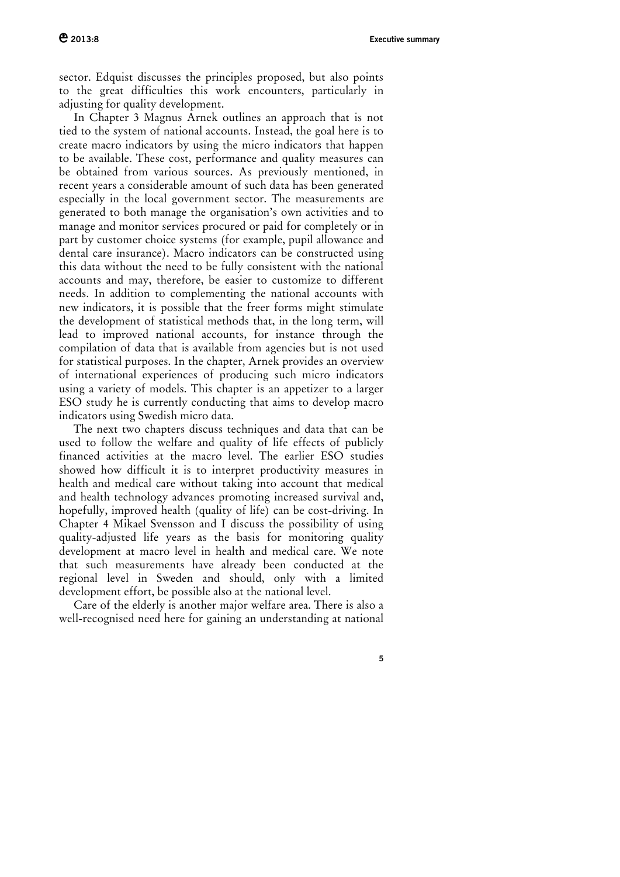sector. Edquist discusses the principles proposed, but also points to the great difficulties this work encounters, particularly in adjusting for quality development.

In Chapter 3 Magnus Arnek outlines an approach that is not tied to the system of national accounts. Instead, the goal here is to create macro indicators by using the micro indicators that happen to be available. These cost, performance and quality measures can be obtained from various sources. As previously mentioned, in recent years a considerable amount of such data has been generated especially in the local government sector. The measurements are generated to both manage the organisation's own activities and to manage and monitor services procured or paid for completely or in part by customer choice systems (for example, pupil allowance and dental care insurance). Macro indicators can be constructed using this data without the need to be fully consistent with the national accounts and may, therefore, be easier to customize to different needs. In addition to complementing the national accounts with new indicators, it is possible that the freer forms might stimulate the development of statistical methods that, in the long term, will lead to improved national accounts, for instance through the compilation of data that is available from agencies but is not used for statistical purposes. In the chapter, Arnek provides an overview of international experiences of producing such micro indicators using a variety of models. This chapter is an appetizer to a larger ESO study he is currently conducting that aims to develop macro indicators using Swedish micro data.

The next two chapters discuss techniques and data that can be used to follow the welfare and quality of life effects of publicly financed activities at the macro level. The earlier ESO studies showed how difficult it is to interpret productivity measures in health and medical care without taking into account that medical and health technology advances promoting increased survival and, hopefully, improved health (quality of life) can be cost-driving. In Chapter 4 Mikael Svensson and I discuss the possibility of using quality-adjusted life years as the basis for monitoring quality development at macro level in health and medical care. We note that such measurements have already been conducted at the regional level in Sweden and should, only with a limited development effort, be possible also at the national level.

Care of the elderly is another major welfare area. There is also a well-recognised need here for gaining an understanding at national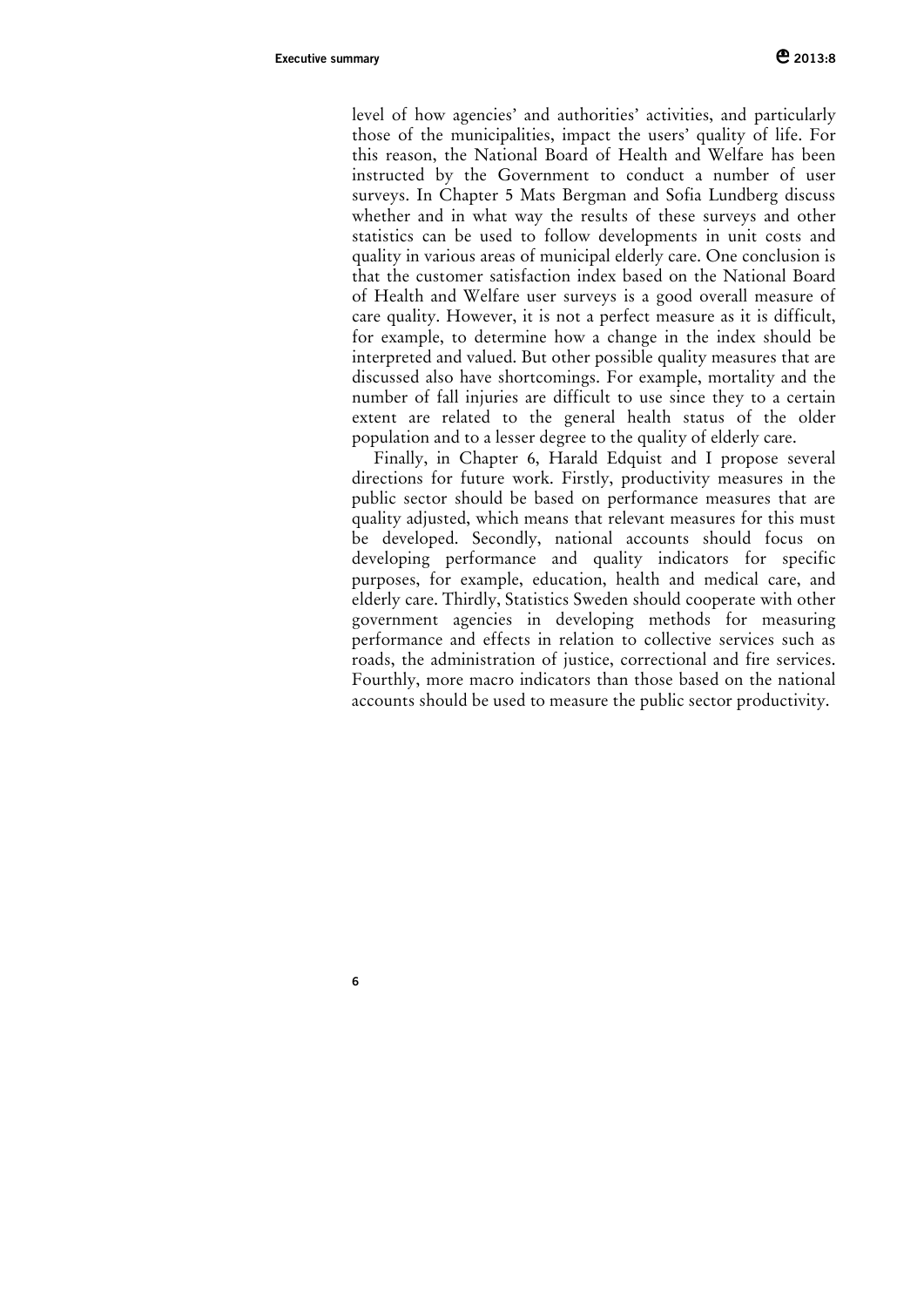level of how agencies' and authorities' activities, and particularly those of the municipalities, impact the users' quality of life. For this reason, the National Board of Health and Welfare has been instructed by the Government to conduct a number of user surveys. In Chapter 5 Mats Bergman and Sofia Lundberg discuss whether and in what way the results of these surveys and other statistics can be used to follow developments in unit costs and quality in various areas of municipal elderly care. One conclusion is that the customer satisfaction index based on the National Board of Health and Welfare user surveys is a good overall measure of care quality. However, it is not a perfect measure as it is difficult, for example, to determine how a change in the index should be interpreted and valued. But other possible quality measures that are discussed also have shortcomings. For example, mortality and the number of fall injuries are difficult to use since they to a certain extent are related to the general health status of the older population and to a lesser degree to the quality of elderly care.

Finally, in Chapter 6, Harald Edquist and I propose several directions for future work. Firstly, productivity measures in the public sector should be based on performance measures that are quality adjusted, which means that relevant measures for this must be developed. Secondly, national accounts should focus on developing performance and quality indicators for specific purposes, for example, education, health and medical care, and elderly care. Thirdly, Statistics Sweden should cooperate with other government agencies in developing methods for measuring performance and effects in relation to collective services such as roads, the administration of justice, correctional and fire services. Fourthly, more macro indicators than those based on the national accounts should be used to measure the public sector productivity.